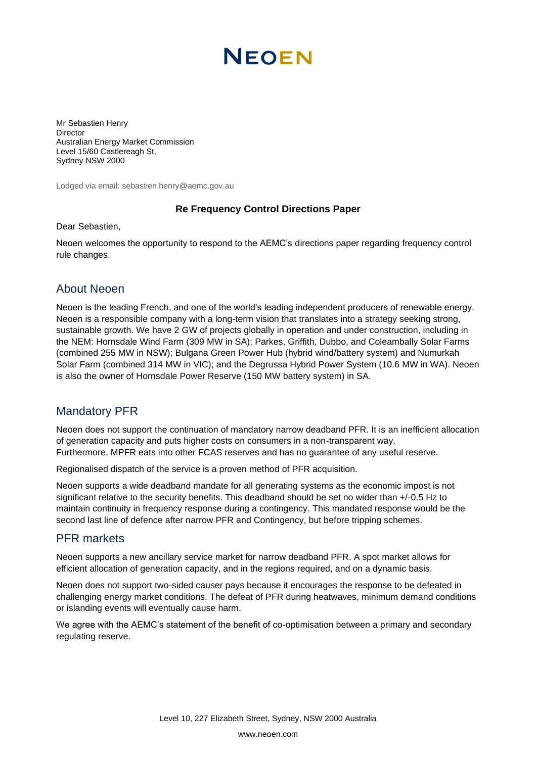# NEOEN

Mr Sebastien Henry
Director
Australian Energy Market Commission
Level 15/60 Castlereagh St,
Sydney NSW 2000

Lodged via email: sebastien.henry@aemc.gov.au

**Re Frequency Control Directions Paper**

Dear Sebastien,

Neoen welcomes the opportunity to respond to the AEMC's directions paper regarding frequency control rule changes.

## About Neoen

Neoen is the leading French, and one of the world's leading independent producers of renewable energy. Neoen is a responsible company with a long-term vision that translates into a strategy seeking strong, sustainable growth. We have 2 GW of projects globally in operation and under construction, including in the NEM: Hornsdale Wind Farm (309 MW in SA); Parkes, Griffith, Dubbo, and Coleambally Solar Farms (combined 255 MW in NSW); Bulgana Green Power Hub (hybrid wind/battery system) and Numurkah Solar Farm (combined 314 MW in VIC); and the Degrussa Hybrid Power System (10.6 MW in WA). Neoen is also the owner of Hornsdale Power Reserve (150 MW battery system) in SA.

## Mandatory PFR

Neoen does not support the continuation of mandatory narrow deadband PFR. It is an inefficient allocation of generation capacity and puts higher costs on consumers in a non-transparent way. Furthermore, MPFR eats into other FCAS reserves and has no guarantee of any useful reserve.

Regionalised dispatch of the service is a proven method of PFR acquisition.

Neoen supports a wide deadband mandate for all generating systems as the economic impost is not significant relative to the security benefits. This deadband should be set no wider than +/-0.5 Hz to maintain continuity in frequency response during a contingency. This mandated response would be the second last line of defence after narrow PFR and Contingency, but before tripping schemes.

## PFR markets

Neoen supports a new ancillary service market for narrow deadband PFR. A spot market allows for efficient allocation of generation capacity, and in the regions required, and on a dynamic basis.

Neoen does not support two-sided causer pays because it encourages the response to be defeated in challenging energy market conditions. The defeat of PFR during heatwaves, minimum demand conditions or islanding events will eventually cause harm.

We agree with the AEMC's statement of the benefit of co-optimisation between a primary and secondary regulating reserve.

Level 10, 227 Elizabeth Street, Sydney, NSW 2000 Australia

www.neoen.com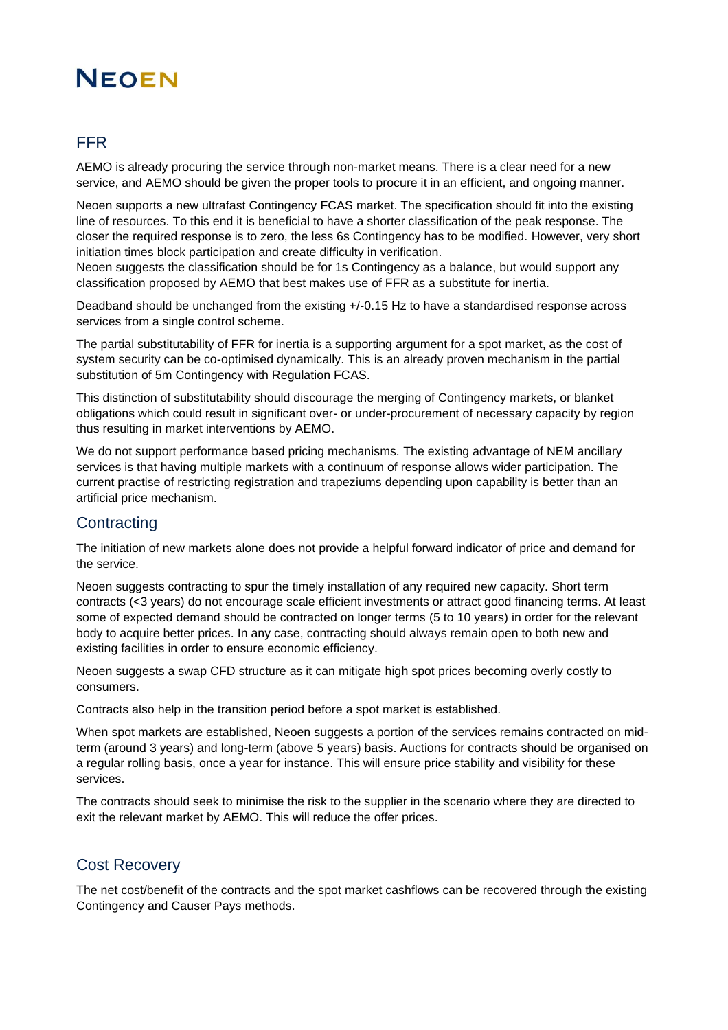## FFR

AEMO is already procuring the service through non-market means. There is a clear need for a new service, and AEMO should be given the proper tools to procure it in an efficient, and ongoing manner.

Neoen supports a new ultrafast Contingency FCAS market. The specification should fit into the existing line of resources. To this end it is beneficial to have a shorter classification of the peak response. The closer the required response is to zero, the less 6s Contingency has to be modified. However, very short initiation times block participation and create difficulty in verification.
Neoen suggests the classification should be for 1s Contingency as a balance, but would support any classification proposed by AEMO that best makes use of FFR as a substitute for inertia.

Deadband should be unchanged from the existing +/-0.15 Hz to have a standardised response across services from a single control scheme.

The partial substitutability of FFR for inertia is a supporting argument for a spot market, as the cost of system security can be co-optimised dynamically. This is an already proven mechanism in the partial substitution of 5m Contingency with Regulation FCAS.

This distinction of substitutability should discourage the merging of Contingency markets, or blanket obligations which could result in significant over- or under-procurement of necessary capacity by region thus resulting in market interventions by AEMO.

We do not support performance based pricing mechanisms. The existing advantage of NEM ancillary services is that having multiple markets with a continuum of response allows wider participation. The current practise of restricting registration and trapeziums depending upon capability is better than an artificial price mechanism.

## Contracting

The initiation of new markets alone does not provide a helpful forward indicator of price and demand for the service.

Neoen suggests contracting to spur the timely installation of any required new capacity. Short term contracts (<3 years) do not encourage scale efficient investments or attract good financing terms. At least some of expected demand should be contracted on longer terms (5 to 10 years) in order for the relevant body to acquire better prices. In any case, contracting should always remain open to both new and existing facilities in order to ensure economic efficiency.

Neoen suggests a swap CFD structure as it can mitigate high spot prices becoming overly costly to consumers.

Contracts also help in the transition period before a spot market is established.

When spot markets are established, Neoen suggests a portion of the services remains contracted on mid-term (around 3 years) and long-term (above 5 years) basis. Auctions for contracts should be organised on a regular rolling basis, once a year for instance. This will ensure price stability and visibility for these services.

The contracts should seek to minimise the risk to the supplier in the scenario where they are directed to exit the relevant market by AEMO. This will reduce the offer prices.

## Cost Recovery

The net cost/benefit of the contracts and the spot market cashflows can be recovered through the existing Contingency and Causer Pays methods.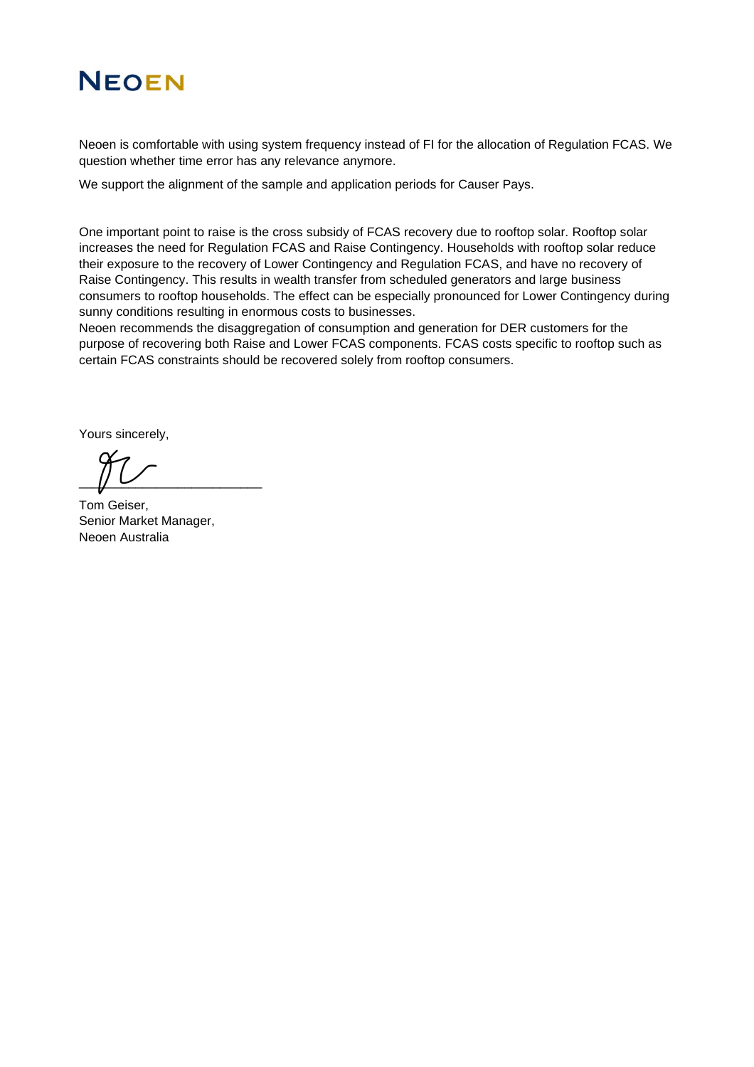Neoen is comfortable with using system frequency instead of FI for the allocation of Regulation FCAS. We question whether time error has any relevance anymore.

We support the alignment of the sample and application periods for Causer Pays.

One important point to raise is the cross subsidy of FCAS recovery due to rooftop solar. Rooftop solar increases the need for Regulation FCAS and Raise Contingency. Households with rooftop solar reduce their exposure to the recovery of Lower Contingency and Regulation FCAS, and have no recovery of Raise Contingency. This results in wealth transfer from scheduled generators and large business consumers to rooftop households. The effect can be especially pronounced for Lower Contingency during sunny conditions resulting in enormous costs to businesses.

Neoen recommends the disaggregation of consumption and generation for DER customers for the purpose of recovering both Raise and Lower FCAS components. FCAS costs specific to rooftop such as certain FCAS constraints should be recovered solely from rooftop consumers.

Yours sincerely,

Tom Geiser,
Senior Market Manager,
Neoen Australia